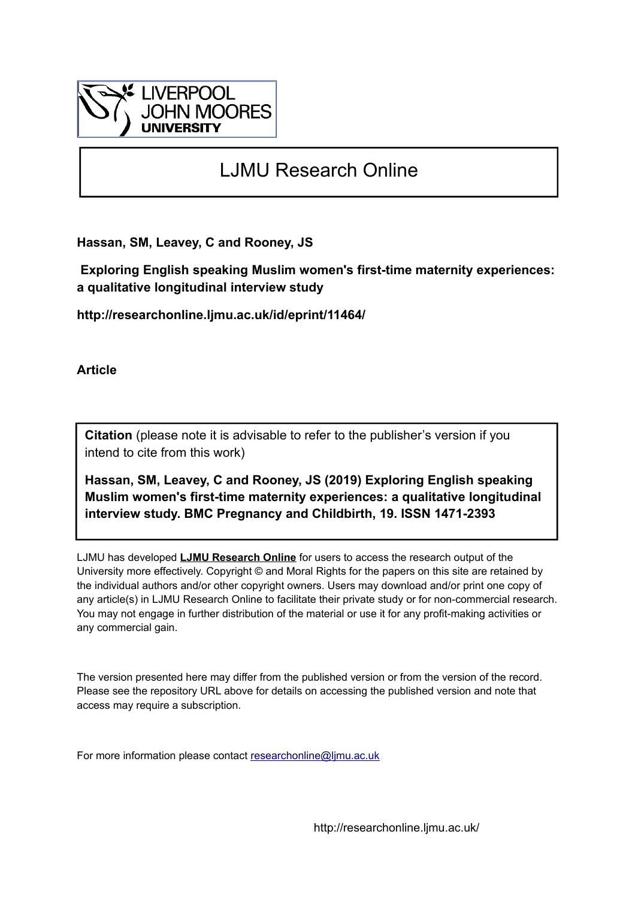LIVERPOOL
JOHN MOORES
UNIVERSITY

# LJMU Research Online

**Hassan, SM, Leavey, C and Rooney, JS**

**Exploring English speaking Muslim women's first-time maternity experiences: a qualitative longitudinal interview study**

**http://researchonline.ljmu.ac.uk/id/eprint/11464/**

**Article**

**Citation** (please note it is advisable to refer to the publisher's version if you intend to cite from this work)

**Hassan, SM, Leavey, C and Rooney, JS (2019) Exploring English speaking Muslim women's first-time maternity experiences: a qualitative longitudinal interview study. BMC Pregnancy and Childbirth, 19. ISSN 1471-2393**

LJMU has developed **LJMU Research Online** for users to access the research output of the University more effectively. Copyright © and Moral Rights for the papers on this site are retained by the individual authors and/or other copyright owners. Users may download and/or print one copy of any article(s) in LJMU Research Online to facilitate their private study or for non-commercial research. You may not engage in further distribution of the material or use it for any profit-making activities or any commercial gain.

The version presented here may differ from the published version or from the version of the record. Please see the repository URL above for details on accessing the published version and note that access may require a subscription.

For more information please contact researchonline@ljmu.ac.uk

http://researchonline.ljmu.ac.uk/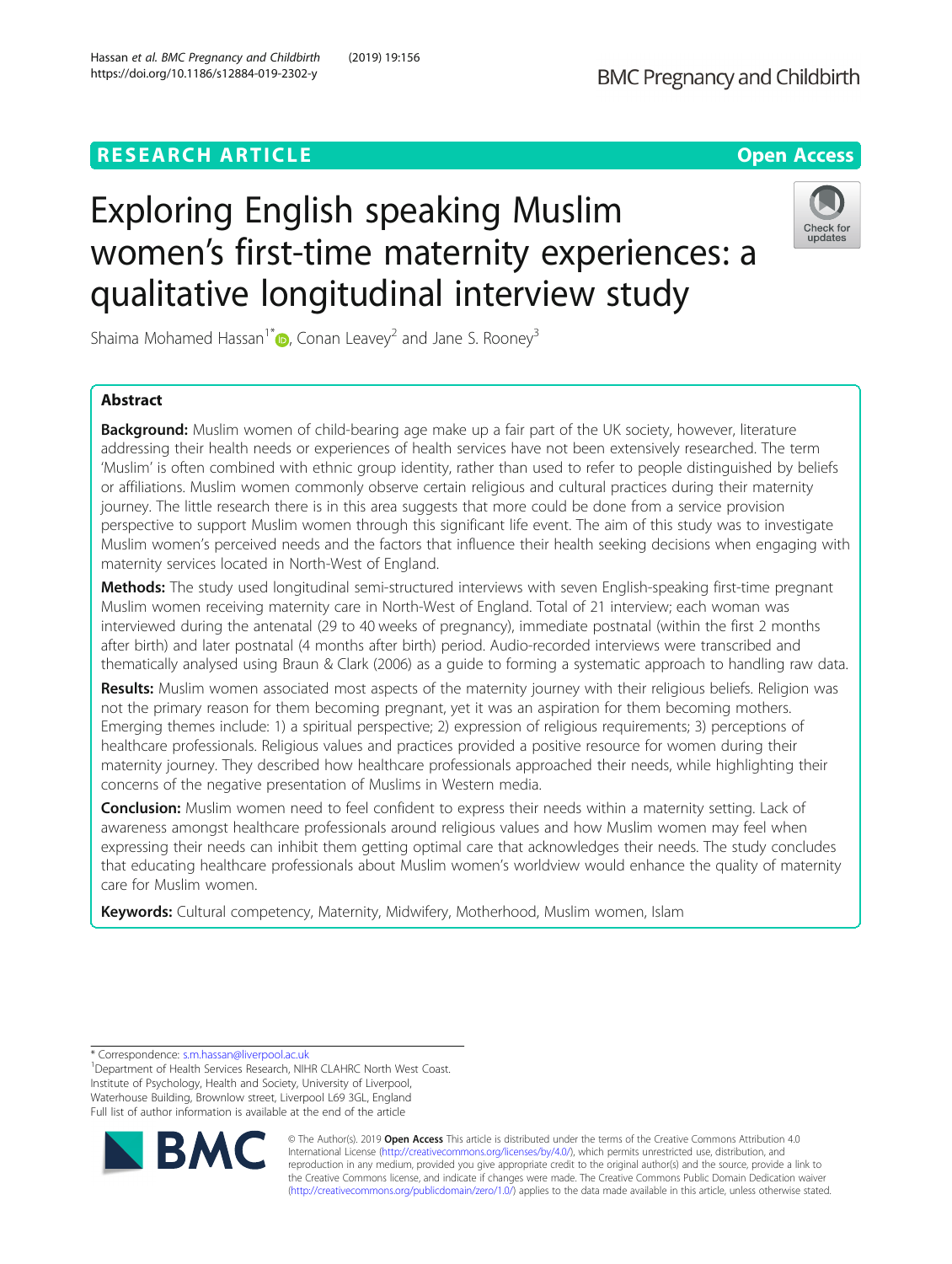# Exploring English speaking Muslim women's first-time maternity experiences: a qualitative longitudinal interview study

Shaima Mohamed Hassan[1*], Conan Leavey[2] and Jane S. Rooney[3]

## Abstract

**Background:** Muslim women of child-bearing age make up a fair part of the UK society, however, literature addressing their health needs or experiences of health services have not been extensively researched. The term 'Muslim' is often combined with ethnic group identity, rather than used to refer to people distinguished by beliefs or affiliations. Muslim women commonly observe certain religious and cultural practices during their maternity journey. The little research there is in this area suggests that more could be done from a service provision perspective to support Muslim women through this significant life event. The aim of this study was to investigate Muslim women's perceived needs and the factors that influence their health seeking decisions when engaging with maternity services located in North-West of England.

**Methods:** The study used longitudinal semi-structured interviews with seven English-speaking first-time pregnant Muslim women receiving maternity care in North-West of England. Total of 21 interview; each woman was interviewed during the antenatal (29 to 40 weeks of pregnancy), immediate postnatal (within the first 2 months after birth) and later postnatal (4 months after birth) period. Audio-recorded interviews were transcribed and thematically analysed using Braun & Clark (2006) as a guide to forming a systematic approach to handling raw data.

**Results:** Muslim women associated most aspects of the maternity journey with their religious beliefs. Religion was not the primary reason for them becoming pregnant, yet it was an aspiration for them becoming mothers. Emerging themes include: 1) a spiritual perspective; 2) expression of religious requirements; 3) perceptions of healthcare professionals. Religious values and practices provided a positive resource for women during their maternity journey. They described how healthcare professionals approached their needs, while highlighting their concerns of the negative presentation of Muslims in Western media.

**Conclusion:** Muslim women need to feel confident to express their needs within a maternity setting. Lack of awareness amongst healthcare professionals around religious values and how Muslim women may feel when expressing their needs can inhibit them getting optimal care that acknowledges their needs. The study concludes that educating healthcare professionals about Muslim women's worldview would enhance the quality of maternity care for Muslim women.

**Keywords:** Cultural competency, Maternity, Midwifery, Motherhood, Muslim women, Islam

---

\* Correspondence: s.m.hassan@liverpool.ac.uk

[1]Department of Health Services Research, NIHR CLAHRC North West Coast. Institute of Psychology, Health and Society, University of Liverpool, Waterhouse Building, Brownlow street, Liverpool L69 3GL, England

Full list of author information is available at the end of the article

© The Author(s). 2019 **Open Access** This article is distributed under the terms of the Creative Commons Attribution 4.0 International License (http://creativecommons.org/licenses/by/4.0/), which permits unrestricted use, distribution, and reproduction in any medium, provided you give appropriate credit to the original author(s) and the source, provide a link to the Creative Commons license, and indicate if changes were made. The Creative Commons Public Domain Dedication waiver (http://creativecommons.org/publicdomain/zero/1.0/) applies to the data made available in this article, unless otherwise stated.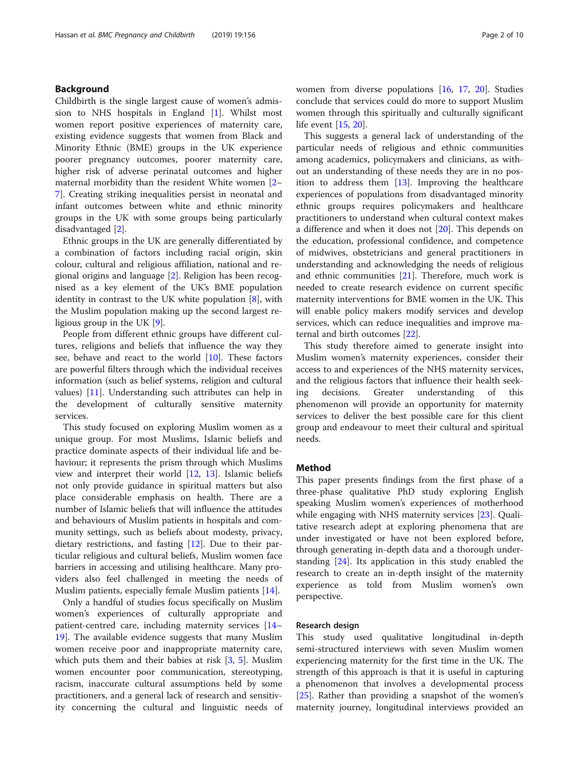## Background

Childbirth is the single largest cause of women's admission to NHS hospitals in England [1]. Whilst most women report positive experiences of maternity care, existing evidence suggests that women from Black and Minority Ethnic (BME) groups in the UK experience poorer pregnancy outcomes, poorer maternity care, higher risk of adverse perinatal outcomes and higher maternal morbidity than the resident White women [2–7]. Creating striking inequalities persist in neonatal and infant outcomes between white and ethnic minority groups in the UK with some groups being particularly disadvantaged [2].

Ethnic groups in the UK are generally differentiated by a combination of factors including racial origin, skin colour, cultural and religious affiliation, national and regional origins and language [2]. Religion has been recognised as a key element of the UK's BME population identity in contrast to the UK white population [8], with the Muslim population making up the second largest religious group in the UK [9].

People from different ethnic groups have different cultures, religions and beliefs that influence the way they see, behave and react to the world [10]. These factors are powerful filters through which the individual receives information (such as belief systems, religion and cultural values) [11]. Understanding such attributes can help in the development of culturally sensitive maternity services.

This study focused on exploring Muslim women as a unique group. For most Muslims, Islamic beliefs and practice dominate aspects of their individual life and behaviour; it represents the prism through which Muslims view and interpret their world [12, 13]. Islamic beliefs not only provide guidance in spiritual matters but also place considerable emphasis on health. There are a number of Islamic beliefs that will influence the attitudes and behaviours of Muslim patients in hospitals and community settings, such as beliefs about modesty, privacy, dietary restrictions, and fasting [12]. Due to their particular religious and cultural beliefs, Muslim women face barriers in accessing and utilising healthcare. Many providers also feel challenged in meeting the needs of Muslim patients, especially female Muslim patients [14].

Only a handful of studies focus specifically on Muslim women's experiences of culturally appropriate and patient-centred care, including maternity services [14–19]. The available evidence suggests that many Muslim women receive poor and inappropriate maternity care, which puts them and their babies at risk [3, 5]. Muslim women encounter poor communication, stereotyping, racism, inaccurate cultural assumptions held by some practitioners, and a general lack of research and sensitivity concerning the cultural and linguistic needs of women from diverse populations [16, 17, 20]. Studies conclude that services could do more to support Muslim women through this spiritually and culturally significant life event [15, 20].

This suggests a general lack of understanding of the particular needs of religious and ethnic communities among academics, policymakers and clinicians, as without an understanding of these needs they are in no position to address them [13]. Improving the healthcare experiences of populations from disadvantaged minority ethnic groups requires policymakers and healthcare practitioners to understand when cultural context makes a difference and when it does not [20]. This depends on the education, professional confidence, and competence of midwives, obstetricians and general practitioners in understanding and acknowledging the needs of religious and ethnic communities [21]. Therefore, much work is needed to create research evidence on current specific maternity interventions for BME women in the UK. This will enable policy makers modify services and develop services, which can reduce inequalities and improve maternal and birth outcomes [22].

This study therefore aimed to generate insight into Muslim women's maternity experiences, consider their access to and experiences of the NHS maternity services, and the religious factors that influence their health seeking decisions. Greater understanding of this phenomenon will provide an opportunity for maternity services to deliver the best possible care for this client group and endeavour to meet their cultural and spiritual needs.

## Method

This paper presents findings from the first phase of a three-phase qualitative PhD study exploring English speaking Muslim women's experiences of motherhood while engaging with NHS maternity services [23]. Qualitative research adept at exploring phenomena that are under investigated or have not been explored before, through generating in-depth data and a thorough understanding [24]. Its application in this study enabled the research to create an in-depth insight of the maternity experience as told from Muslim women's own perspective.

### Research design

This study used qualitative longitudinal in-depth semi-structured interviews with seven Muslim women experiencing maternity for the first time in the UK. The strength of this approach is that it is useful in capturing a phenomenon that involves a developmental process [25]. Rather than providing a snapshot of the women's maternity journey, longitudinal interviews provided an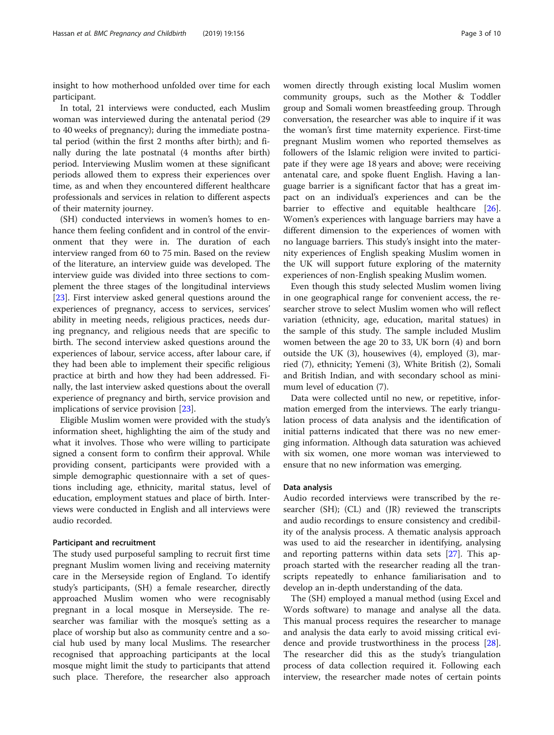insight to how motherhood unfolded over time for each participant.

In total, 21 interviews were conducted, each Muslim woman was interviewed during the antenatal period (29 to 40 weeks of pregnancy); during the immediate postnatal period (within the first 2 months after birth); and finally during the late postnatal (4 months after birth) period. Interviewing Muslim women at these significant periods allowed them to express their experiences over time, as and when they encountered different healthcare professionals and services in relation to different aspects of their maternity journey.

(SH) conducted interviews in women's homes to enhance them feeling confident and in control of the environment that they were in. The duration of each interview ranged from 60 to 75 min. Based on the review of the literature, an interview guide was developed. The interview guide was divided into three sections to complement the three stages of the longitudinal interviews [23]. First interview asked general questions around the experiences of pregnancy, access to services, services' ability in meeting needs, religious practices, needs during pregnancy, and religious needs that are specific to birth. The second interview asked questions around the experiences of labour, service access, after labour care, if they had been able to implement their specific religious practice at birth and how they had been addressed. Finally, the last interview asked questions about the overall experience of pregnancy and birth, service provision and implications of service provision [23].

Eligible Muslim women were provided with the study's information sheet, highlighting the aim of the study and what it involves. Those who were willing to participate signed a consent form to confirm their approval. While providing consent, participants were provided with a simple demographic questionnaire with a set of questions including age, ethnicity, marital status, level of education, employment statues and place of birth. Interviews were conducted in English and all interviews were audio recorded.

#### Participant and recruitment

The study used purposeful sampling to recruit first time pregnant Muslim women living and receiving maternity care in the Merseyside region of England. To identify study's participants, (SH) a female researcher, directly approached Muslim women who were recognisably pregnant in a local mosque in Merseyside. The researcher was familiar with the mosque's setting as a place of worship but also as community centre and a social hub used by many local Muslims. The researcher recognised that approaching participants at the local mosque might limit the study to participants that attend such place. Therefore, the researcher also approach women directly through existing local Muslim women community groups, such as the Mother & Toddler group and Somali women breastfeeding group. Through conversation, the researcher was able to inquire if it was the woman's first time maternity experience. First-time pregnant Muslim women who reported themselves as followers of the Islamic religion were invited to participate if they were age 18 years and above; were receiving antenatal care, and spoke fluent English. Having a language barrier is a significant factor that has a great impact on an individual's experiences and can be the barrier to effective and equitable healthcare [26]. Women's experiences with language barriers may have a different dimension to the experiences of women with no language barriers. This study's insight into the maternity experiences of English speaking Muslim women in the UK will support future exploring of the maternity experiences of non-English speaking Muslim women.

Even though this study selected Muslim women living in one geographical range for convenient access, the researcher strove to select Muslim women who will reflect variation (ethnicity, age, education, marital statues) in the sample of this study. The sample included Muslim women between the age 20 to 33, UK born (4) and born outside the UK (3), housewives (4), employed (3), married (7), ethnicity; Yemeni (3), White British (2), Somali and British Indian, and with secondary school as minimum level of education (7).

Data were collected until no new, or repetitive, information emerged from the interviews. The early triangulation process of data analysis and the identification of initial patterns indicated that there was no new emerging information. Although data saturation was achieved with six women, one more woman was interviewed to ensure that no new information was emerging.

#### Data analysis

Audio recorded interviews were transcribed by the researcher (SH); (CL) and (JR) reviewed the transcripts and audio recordings to ensure consistency and credibility of the analysis process. A thematic analysis approach was used to aid the researcher in identifying, analysing and reporting patterns within data sets [27]. This approach started with the researcher reading all the transcripts repeatedly to enhance familiarisation and to develop an in-depth understanding of the data.

The (SH) employed a manual method (using Excel and Words software) to manage and analyse all the data. This manual process requires the researcher to manage and analysis the data early to avoid missing critical evidence and provide trustworthiness in the process [28]. The researcher did this as the study's triangulation process of data collection required it. Following each interview, the researcher made notes of certain points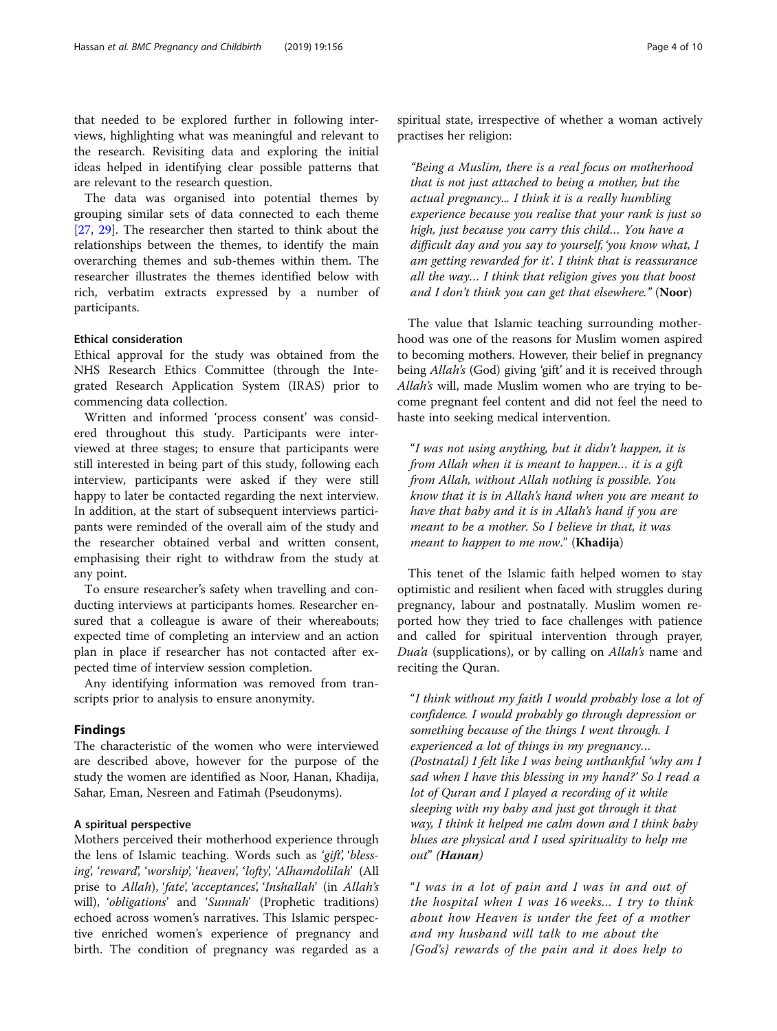that needed to be explored further in following interviews, highlighting what was meaningful and relevant to the research. Revisiting data and exploring the initial ideas helped in identifying clear possible patterns that are relevant to the research question.

The data was organised into potential themes by grouping similar sets of data connected to each theme [27, 29]. The researcher then started to think about the relationships between the themes, to identify the main overarching themes and sub-themes within them. The researcher illustrates the themes identified below with rich, verbatim extracts expressed by a number of participants.

### Ethical consideration

Ethical approval for the study was obtained from the NHS Research Ethics Committee (through the Integrated Research Application System (IRAS) prior to commencing data collection.

Written and informed 'process consent' was considered throughout this study. Participants were interviewed at three stages; to ensure that participants were still interested in being part of this study, following each interview, participants were asked if they were still happy to later be contacted regarding the next interview. In addition, at the start of subsequent interviews participants were reminded of the overall aim of the study and the researcher obtained verbal and written consent, emphasising their right to withdraw from the study at any point.

To ensure researcher's safety when travelling and conducting interviews at participants homes. Researcher ensured that a colleague is aware of their whereabouts; expected time of completing an interview and an action plan in place if researcher has not contacted after expected time of interview session completion.

Any identifying information was removed from transcripts prior to analysis to ensure anonymity.

## Findings

The characteristic of the women who were interviewed are described above, however for the purpose of the study the women are identified as Noor, Hanan, Khadija, Sahar, Eman, Nesreen and Fatimah (Pseudonyms).

### A spiritual perspective

Mothers perceived their motherhood experience through the lens of Islamic teaching. Words such as '*gift*', '*blessing*', '*reward*', '*worship*', '*heaven*', '*lofty*', '*Alhamdolilah*' (All prise to *Allah*), '*fate*', '*acceptances*', '*Inshallah*' (in *Allah's* will), '*obligations*' and '*Sunnah*' (Prophetic traditions) echoed across women's narratives. This Islamic perspective enriched women's experience of pregnancy and birth. The condition of pregnancy was regarded as a spiritual state, irrespective of whether a woman actively practises her religion:

> *"Being a Muslim, there is a real focus on motherhood that is not just attached to being a mother, but the actual pregnancy... I think it is a really humbling experience because you realise that your rank is just so high, just because you carry this child… You have a difficult day and you say to yourself, 'you know what, I am getting rewarded for it'. I think that is reassurance all the way… I think that religion gives you that boost and I don't think you can get that elsewhere."* (**Noor**)

The value that Islamic teaching surrounding motherhood was one of the reasons for Muslim women aspired to becoming mothers. However, their belief in pregnancy being *Allah's* (God) giving 'gift' and it is received through *Allah's* will, made Muslim women who are trying to become pregnant feel content and did not feel the need to haste into seeking medical intervention.

> *"I was not using anything, but it didn't happen, it is from Allah when it is meant to happen… it is a gift from Allah, without Allah nothing is possible. You know that it is in Allah's hand when you are meant to have that baby and it is in Allah's hand if you are meant to be a mother. So I believe in that, it was meant to happen to me now."* (**Khadija**)

This tenet of the Islamic faith helped women to stay optimistic and resilient when faced with struggles during pregnancy, labour and postnatally. Muslim women reported how they tried to face challenges with patience and called for spiritual intervention through prayer, *Dua'a* (supplications), or by calling on *Allah's* name and reciting the Quran.

> *"I think without my faith I would probably lose a lot of confidence. I would probably go through depression or something because of the things I went through. I experienced a lot of things in my pregnancy… (Postnatal) I felt like I was being unthankful 'why am I sad when I have this blessing in my hand?' So I read a lot of Quran and I played a recording of it while sleeping with my baby and just got through it that way, I think it helped me calm down and I think baby blues are physical and I used spirituality to help me out"* (***Hanan***)

> *"I was in a lot of pain and I was in and out of the hospital when I was 16 weeks… I try to think about how Heaven is under the feet of a mother and my husband will talk to me about the [God's} rewards of the pain and it does help to*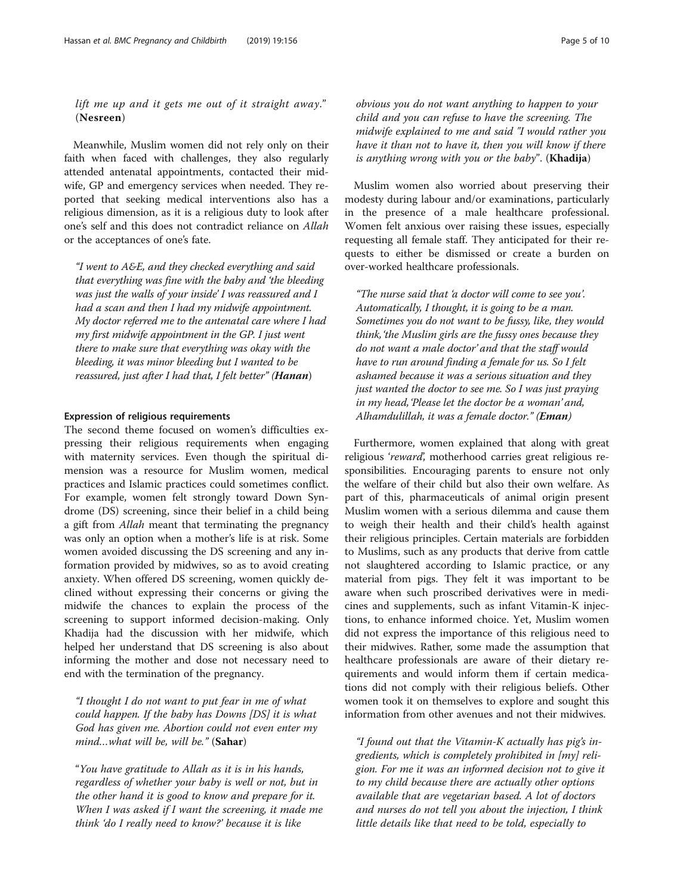*lift me up and it gets me out of it straight away*." (**Nesreen**)

Meanwhile, Muslim women did not rely only on their faith when faced with challenges, they also regularly attended antenatal appointments, contacted their midwife, GP and emergency services when needed. They reported that seeking medical interventions also has a religious dimension, as it is a religious duty to look after one's self and this does not contradict reliance on *Allah* or the acceptances of one's fate.

> *"I went to A&E, and they checked everything and said that everything was fine with the baby and 'the bleeding was just the walls of your inside' I was reassured and I had a scan and then I had my midwife appointment. My doctor referred me to the antenatal care where I had my first midwife appointment in the GP. I just went there to make sure that everything was okay with the bleeding, it was minor bleeding but I wanted to be reassured, just after I had that, I felt better" (**Hanan**)*

### Expression of religious requirements

The second theme focused on women's difficulties expressing their religious requirements when engaging with maternity services. Even though the spiritual dimension was a resource for Muslim women, medical practices and Islamic practices could sometimes conflict. For example, women felt strongly toward Down Syndrome (DS) screening, since their belief in a child being a gift from *Allah* meant that terminating the pregnancy was only an option when a mother's life is at risk. Some women avoided discussing the DS screening and any information provided by midwives, so as to avoid creating anxiety. When offered DS screening, women quickly declined without expressing their concerns or giving the midwife the chances to explain the process of the screening to support informed decision-making. Only Khadija had the discussion with her midwife, which helped her understand that DS screening is also about informing the mother and dose not necessary need to end with the termination of the pregnancy.

> *"I thought I do not want to put fear in me of what could happen. If the baby has Downs [DS] it is what God has given me. Abortion could not even enter my mind…what will be, will be."* (**Sahar**)

> "*You have gratitude to Allah as it is in his hands, regardless of whether your baby is well or not, but in the other hand it is good to know and prepare for it. When I was asked if I want the screening, it made me think 'do I really need to know?' because it is like obvious you do not want anything to happen to your child and you can refuse to have the screening. The midwife explained to me and said "I would rather you have it than not to have it, then you will know if there is anything wrong with you or the baby*". (**Khadija**)

Muslim women also worried about preserving their modesty during labour and/or examinations, particularly in the presence of a male healthcare professional. Women felt anxious over raising these issues, especially requesting all female staff. They anticipated for their requests to either be dismissed or create a burden on over-worked healthcare professionals.

> *"The nurse said that 'a doctor will come to see you'. Automatically, I thought, it is going to be a man. Sometimes you do not want to be fussy, like, they would think, 'the Muslim girls are the fussy ones because they do not want a male doctor' and that the staff would have to run around finding a female for us. So I felt ashamed because it was a serious situation and they just wanted the doctor to see me. So I was just praying in my head, 'Please let the doctor be a woman' and, Alhamdulillah, it was a female doctor." (**Eman**)*

Furthermore, women explained that along with great religious '*reward*', motherhood carries great religious responsibilities. Encouraging parents to ensure not only the welfare of their child but also their own welfare. As part of this, pharmaceuticals of animal origin present Muslim women with a serious dilemma and cause them to weigh their health and their child's health against their religious principles. Certain materials are forbidden to Muslims, such as any products that derive from cattle not slaughtered according to Islamic practice, or any material from pigs. They felt it was important to be aware when such proscribed derivatives were in medicines and supplements, such as infant Vitamin-K injections, to enhance informed choice. Yet, Muslim women did not express the importance of this religious need to their midwives. Rather, some made the assumption that healthcare professionals are aware of their dietary requirements and would inform them if certain medications did not comply with their religious beliefs. Other women took it on themselves to explore and sought this information from other avenues and not their midwives.

> *"I found out that the Vitamin-K actually has pig's ingredients, which is completely prohibited in [my] religion. For me it was an informed decision not to give it to my child because there are actually other options available that are vegetarian based. A lot of doctors and nurses do not tell you about the injection, I think little details like that need to be told, especially to*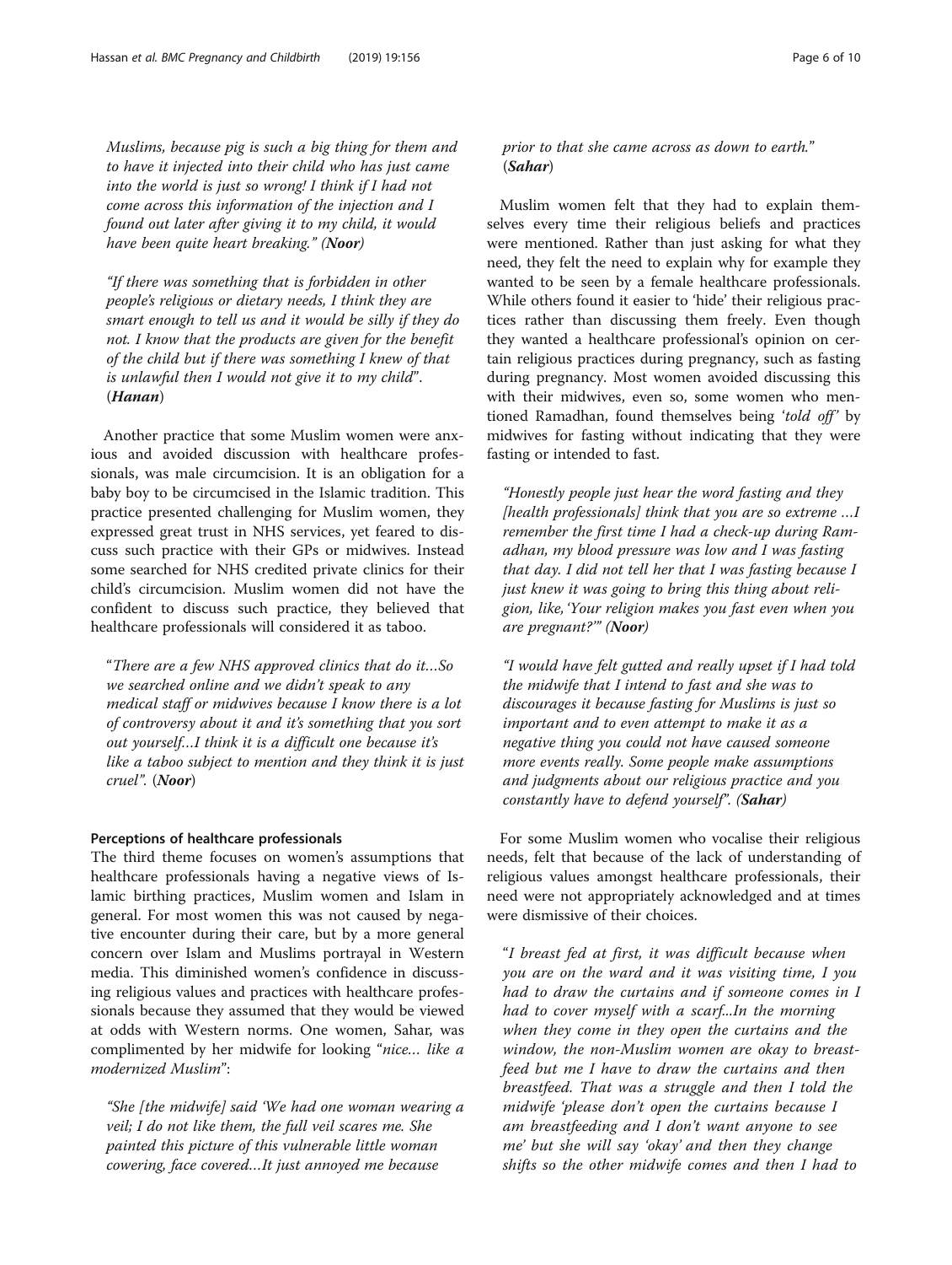*Muslims, because pig is such a big thing for them and to have it injected into their child who has just came into the world is just so wrong! I think if I had not come across this information of the injection and I found out later after giving it to my child, it would have been quite heart breaking." (**Noor**)*

*"If there was something that is forbidden in other people's religious or dietary needs, I think they are smart enough to tell us and it would be silly if they do not. I know that the products are given for the benefit of the child but if there was something I knew of that is unlawful then I would not give it to my child". (**Hanan**)*

Another practice that some Muslim women were anxious and avoided discussion with healthcare professionals, was male circumcision. It is an obligation for a baby boy to be circumcised in the Islamic tradition. This practice presented challenging for Muslim women, they expressed great trust in NHS services, yet feared to discuss such practice with their GPs or midwives. Instead some searched for NHS credited private clinics for their child's circumcision. Muslim women did not have the confident to discuss such practice, they believed that healthcare professionals will considered it as taboo.

*"There are a few NHS approved clinics that do it…So we searched online and we didn't speak to any medical staff or midwives because I know there is a lot of controversy about it and it's something that you sort out yourself…I think it is a difficult one because it's like a taboo subject to mention and they think it is just cruel". (**Noor**)*

#### Perceptions of healthcare professionals

The third theme focuses on women's assumptions that healthcare professionals having a negative views of Islamic birthing practices, Muslim women and Islam in general. For most women this was not caused by negative encounter during their care, but by a more general concern over Islam and Muslims portrayal in Western media. This diminished women's confidence in discussing religious values and practices with healthcare professionals because they assumed that they would be viewed at odds with Western norms. One women, Sahar, was complimented by her midwife for looking "*nice… like a modernized Muslim*":

*"She [the midwife] said 'We had one woman wearing a veil; I do not like them, the full veil scares me. She painted this picture of this vulnerable little woman cowering, face covered…It just annoyed me because prior to that she came across as down to earth." (**Sahar**)*

Muslim women felt that they had to explain themselves every time their religious beliefs and practices were mentioned. Rather than just asking for what they need, they felt the need to explain why for example they wanted to be seen by a female healthcare professionals. While others found it easier to 'hide' their religious practices rather than discussing them freely. Even though they wanted a healthcare professional's opinion on certain religious practices during pregnancy, such as fasting during pregnancy. Most women avoided discussing this with their midwives, even so, some women who mentioned Ramadhan, found themselves being '*told off*' by midwives for fasting without indicating that they were fasting or intended to fast.

*"Honestly people just hear the word fasting and they [health professionals] think that you are so extreme …I remember the first time I had a check-up during Ramadhan, my blood pressure was low and I was fasting that day. I did not tell her that I was fasting because I just knew it was going to bring this thing about religion, like, 'Your religion makes you fast even when you are pregnant?'" (**Noor**)*

*"I would have felt gutted and really upset if I had told the midwife that I intend to fast and she was to discourages it because fasting for Muslims is just so important and to even attempt to make it as a negative thing you could not have caused someone more events really. Some people make assumptions and judgments about our religious practice and you constantly have to defend yourself". (**Sahar**)*

For some Muslim women who vocalise their religious needs, felt that because of the lack of understanding of religious values amongst healthcare professionals, their need were not appropriately acknowledged and at times were dismissive of their choices.

*"I breast fed at first, it was difficult because when you are on the ward and it was visiting time, I you had to draw the curtains and if someone comes in I had to cover myself with a scarf...In the morning when they come in they open the curtains and the window, the non-Muslim women are okay to breastfeed but me I have to draw the curtains and then breastfeed. That was a struggle and then I told the midwife 'please don't open the curtains because I am breastfeeding and I don't want anyone to see me' but she will say 'okay' and then they change shifts so the other midwife comes and then I had to*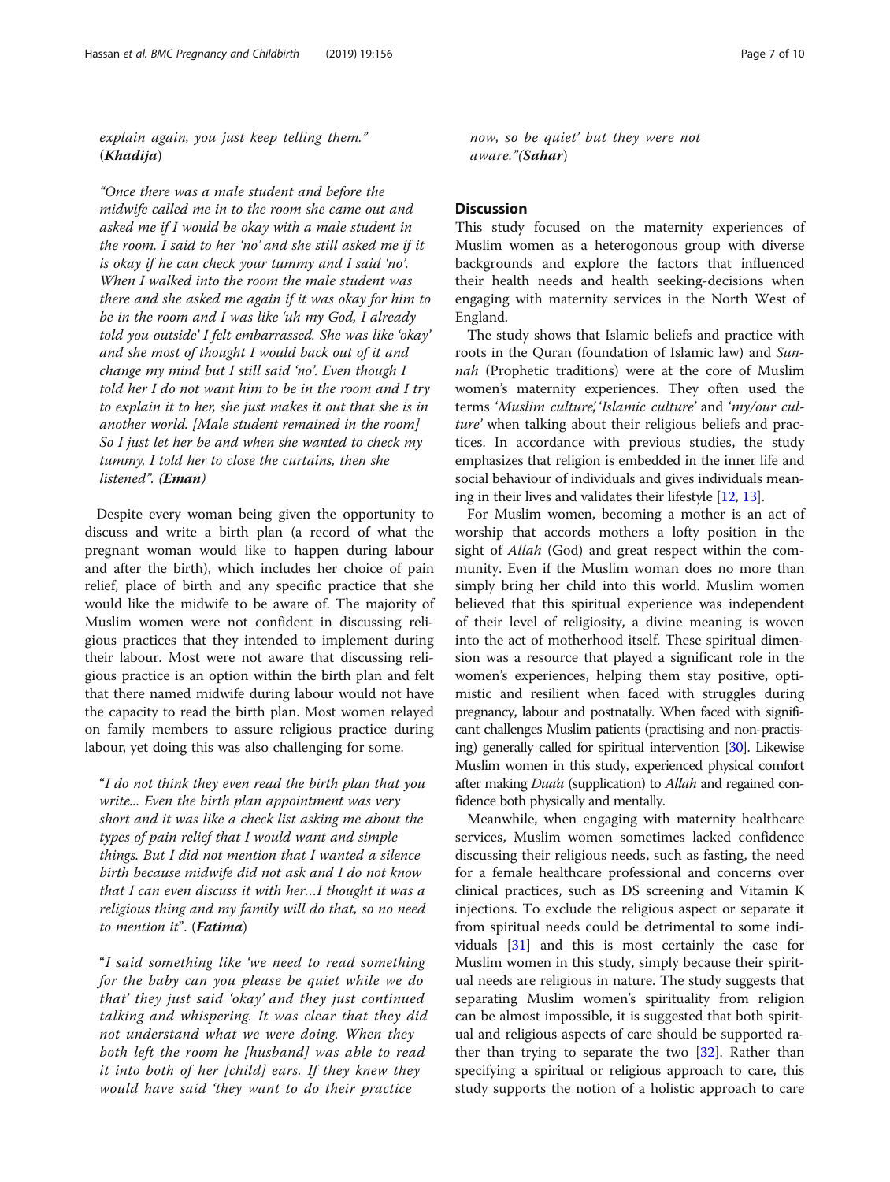explain again, you just keep telling them." (***Khadija***)

"Once there was a male student and before the midwife called me in to the room she came out and asked me if I would be okay with a male student in the room. I said to her 'no' and she still asked me if it is okay if he can check your tummy and I said 'no'. When I walked into the room the male student was there and she asked me again if it was okay for him to be in the room and I was like 'uh my God, I already told you outside' I felt embarrassed. She was like 'okay' and she most of thought I would back out of it and change my mind but I still said 'no'. Even though I told her I do not want him to be in the room and I try to explain it to her, she just makes it out that she is in another world. [Male student remained in the room] So I just let her be and when she wanted to check my tummy, I told her to close the curtains, then she listened". (***Eman***)

Despite every woman being given the opportunity to discuss and write a birth plan (a record of what the pregnant woman would like to happen during labour and after the birth), which includes her choice of pain relief, place of birth and any specific practice that she would like the midwife to be aware of. The majority of Muslim women were not confident in discussing religious practices that they intended to implement during their labour. Most were not aware that discussing religious practice is an option within the birth plan and felt that there named midwife during labour would not have the capacity to read the birth plan. Most women relayed on family members to assure religious practice during labour, yet doing this was also challenging for some.

"I do not think they even read the birth plan that you write... Even the birth plan appointment was very short and it was like a check list asking me about the types of pain relief that I would want and simple things. But I did not mention that I wanted a silence birth because midwife did not ask and I do not know that I can even discuss it with her…I thought it was a religious thing and my family will do that, so no need to mention it". (***Fatima***)

"I said something like 'we need to read something for the baby can you please be quiet while we do that' they just said 'okay' and they just continued talking and whispering. It was clear that they did not understand what we were doing. When they both left the room he [husband] was able to read it into both of her [child] ears. If they knew they would have said 'they want to do their practice now, so be quiet' but they were not aware."(***Sahar***)

## Discussion

This study focused on the maternity experiences of Muslim women as a heterogonous group with diverse backgrounds and explore the factors that influenced their health needs and health seeking-decisions when engaging with maternity services in the North West of England.

The study shows that Islamic beliefs and practice with roots in the Quran (foundation of Islamic law) and *Sunnah* (Prophetic traditions) were at the core of Muslim women's maternity experiences. They often used the terms '*Muslim culture*,' '*Islamic culture*' and '*my/our culture*' when talking about their religious beliefs and practices. In accordance with previous studies, the study emphasizes that religion is embedded in the inner life and social behaviour of individuals and gives individuals meaning in their lives and validates their lifestyle [12, 13].

For Muslim women, becoming a mother is an act of worship that accords mothers a lofty position in the sight of *Allah* (God) and great respect within the community. Even if the Muslim woman does no more than simply bring her child into this world. Muslim women believed that this spiritual experience was independent of their level of religiosity, a divine meaning is woven into the act of motherhood itself. These spiritual dimension was a resource that played a significant role in the women's experiences, helping them stay positive, optimistic and resilient when faced with struggles during pregnancy, labour and postnatally. When faced with significant challenges Muslim patients (practising and non-practising) generally called for spiritual intervention [30]. Likewise Muslim women in this study, experienced physical comfort after making *Dua'a* (supplication) to *Allah* and regained confidence both physically and mentally.

Meanwhile, when engaging with maternity healthcare services, Muslim women sometimes lacked confidence discussing their religious needs, such as fasting, the need for a female healthcare professional and concerns over clinical practices, such as DS screening and Vitamin K injections. To exclude the religious aspect or separate it from spiritual needs could be detrimental to some individuals [31] and this is most certainly the case for Muslim women in this study, simply because their spiritual needs are religious in nature. The study suggests that separating Muslim women's spirituality from religion can be almost impossible, it is suggested that both spiritual and religious aspects of care should be supported rather than trying to separate the two [32]. Rather than specifying a spiritual or religious approach to care, this study supports the notion of a holistic approach to care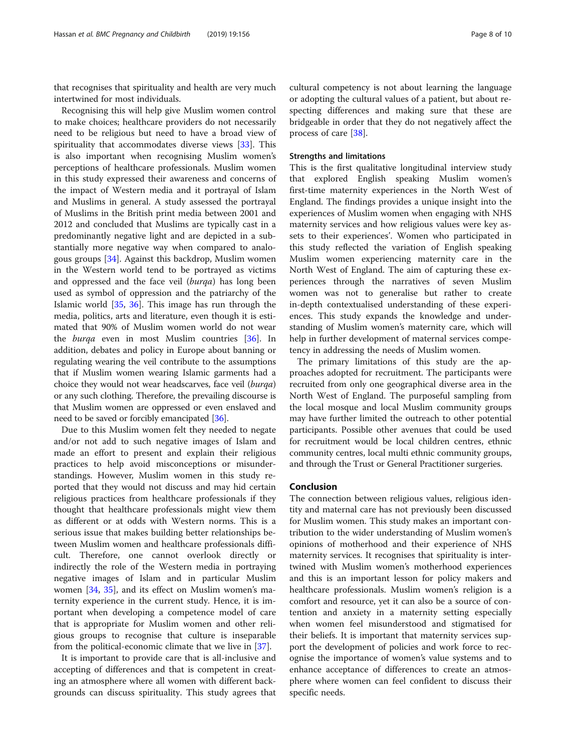that recognises that spirituality and health are very much intertwined for most individuals.

Recognising this will help give Muslim women control to make choices; healthcare providers do not necessarily need to be religious but need to have a broad view of spirituality that accommodates diverse views [33]. This is also important when recognising Muslim women's perceptions of healthcare professionals. Muslim women in this study expressed their awareness and concerns of the impact of Western media and it portrayal of Islam and Muslims in general. A study assessed the portrayal of Muslims in the British print media between 2001 and 2012 and concluded that Muslims are typically cast in a predominantly negative light and are depicted in a substantially more negative way when compared to analogous groups [34]. Against this backdrop, Muslim women in the Western world tend to be portrayed as victims and oppressed and the face veil (*burqa*) has long been used as symbol of oppression and the patriarchy of the Islamic world [35, 36]. This image has run through the media, politics, arts and literature, even though it is estimated that 90% of Muslim women world do not wear the *burqa* even in most Muslim countries [36]. In addition, debates and policy in Europe about banning or regulating wearing the veil contribute to the assumptions that if Muslim women wearing Islamic garments had a choice they would not wear headscarves, face veil (*burqa*) or any such clothing. Therefore, the prevailing discourse is that Muslim women are oppressed or even enslaved and need to be saved or forcibly emancipated [36].

Due to this Muslim women felt they needed to negate and/or not add to such negative images of Islam and made an effort to present and explain their religious practices to help avoid misconceptions or misunderstandings. However, Muslim women in this study reported that they would not discuss and may hid certain religious practices from healthcare professionals if they thought that healthcare professionals might view them as different or at odds with Western norms. This is a serious issue that makes building better relationships between Muslim women and healthcare professionals difficult. Therefore, one cannot overlook directly or indirectly the role of the Western media in portraying negative images of Islam and in particular Muslim women [34, 35], and its effect on Muslim women's maternity experience in the current study. Hence, it is important when developing a competence model of care that is appropriate for Muslim women and other religious groups to recognise that culture is inseparable from the political-economic climate that we live in [37].

It is important to provide care that is all-inclusive and accepting of differences and that is competent in creating an atmosphere where all women with different backgrounds can discuss spirituality. This study agrees that cultural competency is not about learning the language or adopting the cultural values of a patient, but about respecting differences and making sure that these are bridgeable in order that they do not negatively affect the process of care [38].

### Strengths and limitations

This is the first qualitative longitudinal interview study that explored English speaking Muslim women's first-time maternity experiences in the North West of England. The findings provides a unique insight into the experiences of Muslim women when engaging with NHS maternity services and how religious values were key assets to their experiences'. Women who participated in this study reflected the variation of English speaking Muslim women experiencing maternity care in the North West of England. The aim of capturing these experiences through the narratives of seven Muslim women was not to generalise but rather to create in-depth contextualised understanding of these experiences. This study expands the knowledge and understanding of Muslim women's maternity care, which will help in further development of maternal services competency in addressing the needs of Muslim women.

The primary limitations of this study are the approaches adopted for recruitment. The participants were recruited from only one geographical diverse area in the North West of England. The purposeful sampling from the local mosque and local Muslim community groups may have further limited the outreach to other potential participants. Possible other avenues that could be used for recruitment would be local children centres, ethnic community centres, local multi ethnic community groups, and through the Trust or General Practitioner surgeries.

## Conclusion

The connection between religious values, religious identity and maternal care has not previously been discussed for Muslim women. This study makes an important contribution to the wider understanding of Muslim women's opinions of motherhood and their experience of NHS maternity services. It recognises that spirituality is intertwined with Muslim women's motherhood experiences and this is an important lesson for policy makers and healthcare professionals. Muslim women's religion is a comfort and resource, yet it can also be a source of contention and anxiety in a maternity setting especially when women feel misunderstood and stigmatised for their beliefs. It is important that maternity services support the development of policies and work force to recognise the importance of women's value systems and to enhance acceptance of differences to create an atmosphere where women can feel confident to discuss their specific needs.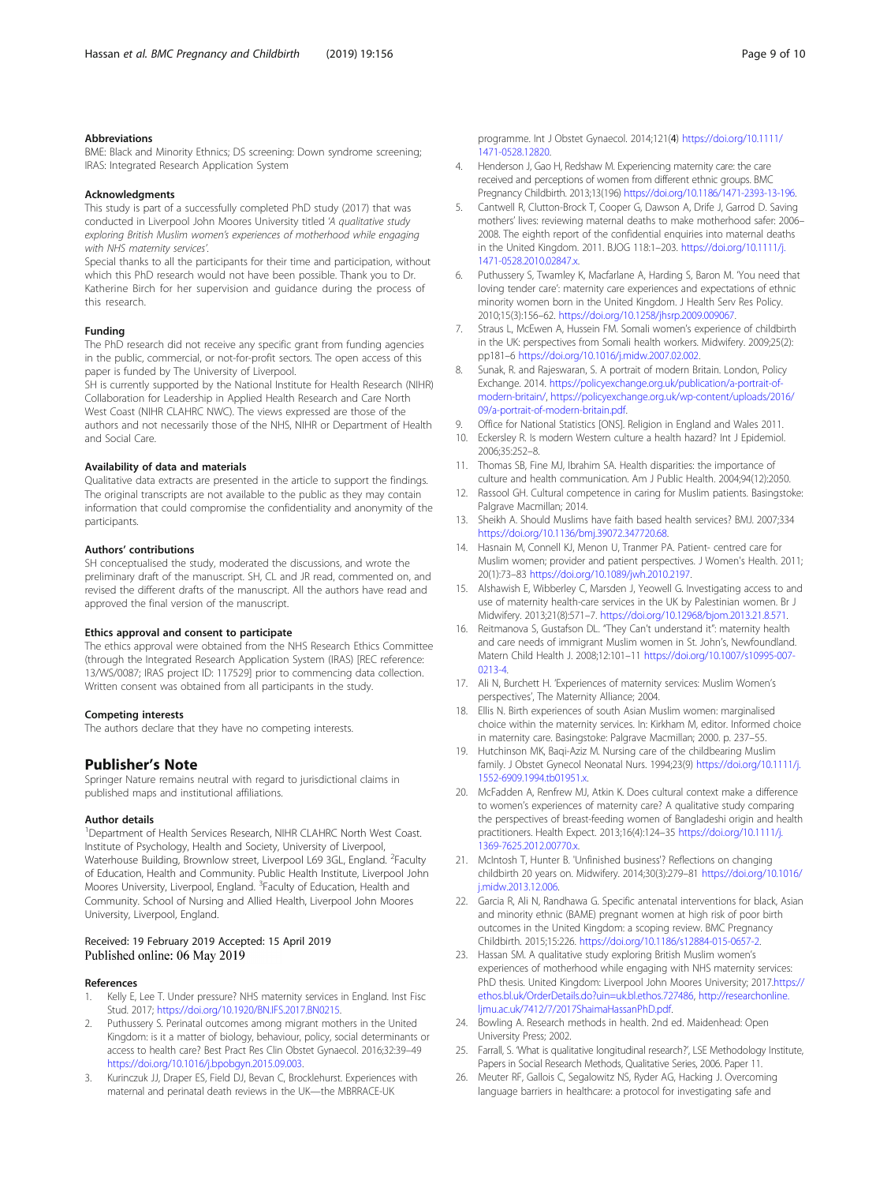### Abbreviations

BME: Black and Minority Ethnics; DS screening: Down syndrome screening; IRAS: Integrated Research Application System

### Acknowledgments

This study is part of a successfully completed PhD study (2017) that was conducted in Liverpool John Moores University titled *'A qualitative study exploring British Muslim women's experiences of motherhood while engaging with NHS maternity services'*.

Special thanks to all the participants for their time and participation, without which this PhD research would not have been possible. Thank you to Dr. Katherine Birch for her supervision and guidance during the process of this research.

### Funding

The PhD research did not receive any specific grant from funding agencies in the public, commercial, or not-for-profit sectors. The open access of this paper is funded by The University of Liverpool.

SH is currently supported by the National Institute for Health Research (NIHR) Collaboration for Leadership in Applied Health Research and Care North West Coast (NIHR CLAHRC NWC). The views expressed are those of the authors and not necessarily those of the NHS, NIHR or Department of Health and Social Care.

### Availability of data and materials

Qualitative data extracts are presented in the article to support the findings. The original transcripts are not available to the public as they may contain information that could compromise the confidentiality and anonymity of the participants.

### Authors' contributions

SH conceptualised the study, moderated the discussions, and wrote the preliminary draft of the manuscript. SH, CL and JR read, commented on, and revised the different drafts of the manuscript. All the authors have read and approved the final version of the manuscript.

### Ethics approval and consent to participate

The ethics approval were obtained from the NHS Research Ethics Committee (through the Integrated Research Application System (IRAS) [REC reference: 13/WS/0087; IRAS project ID: 117529] prior to commencing data collection. Written consent was obtained from all participants in the study.

### Competing interests

The authors declare that they have no competing interests.

## Publisher's Note

Springer Nature remains neutral with regard to jurisdictional claims in published maps and institutional affiliations.

### Author details

[1]Department of Health Services Research, NIHR CLAHRC North West Coast. Institute of Psychology, Health and Society, University of Liverpool, Waterhouse Building, Brownlow street, Liverpool L69 3GL, England. [2]Faculty of Education, Health and Community. Public Health Institute, Liverpool John Moores University, Liverpool, England. [3]Faculty of Education, Health and Community. School of Nursing and Allied Health, Liverpool John Moores University, Liverpool, England.

Received: 19 February 2019 Accepted: 15 April 2019
Published online: 06 May 2019

### References

1. Kelly E, Lee T. Under pressure? NHS maternity services in England. Inst Fisc Stud. 2017; https://doi.org/10.1920/BN.IFS.2017.BN0215.
2. Puthussery S. Perinatal outcomes among migrant mothers in the United Kingdom: is it a matter of biology, behaviour, policy, social determinants or access to health care? Best Pract Res Clin Obstet Gynaecol. 2016;32:39–49 https://doi.org/10.1016/j.bpobgyn.2015.09.003.
3. Kurinczuk JJ, Draper ES, Field DJ, Bevan C, Brocklehurst. Experiences with maternal and perinatal death reviews in the UK—the MBRRACE-UK programme. Int J Obstet Gynaecol. 2014;121(4) https://doi.org/10.1111/1471-0528.12820.
4. Henderson J, Gao H, Redshaw M. Experiencing maternity care: the care received and perceptions of women from different ethnic groups. BMC Pregnancy Childbirth. 2013;13(196) https://doi.org/10.1186/1471-2393-13-196.
5. Cantwell R, Clutton-Brock T, Cooper G, Dawson A, Drife J, Garrod D. Saving mothers' lives: reviewing maternal deaths to make motherhood safer: 2006–2008. The eighth report of the confidential enquiries into maternal deaths in the United Kingdom. 2011. BJOG 118:1–203. https://doi.org/10.1111/j.1471-0528.2010.02847.x.
6. Puthussery S, Twamley K, Macfarlane A, Harding S, Baron M. 'You need that loving tender care': maternity care experiences and expectations of ethnic minority women born in the United Kingdom. J Health Serv Res Policy. 2010;15(3):156–62. https://doi.org/10.1258/jhsrp.2009.009067.
7. Straus L, McEwen A, Hussein FM. Somali women's experience of childbirth in the UK: perspectives from Somali health workers. Midwifery. 2009;25(2): pp181–6 https://doi.org/10.1016/j.midw.2007.02.002.
8. Sunak, R. and Rajeswaran, S. A portrait of modern Britain. London, Policy Exchange. 2014. https://policyexchange.org.uk/publication/a-portrait-of-modern-britain/, https://policyexchange.org.uk/wp-content/uploads/2016/09/a-portrait-of-modern-britain.pdf.
9. Office for National Statistics [ONS]. Religion in England and Wales 2011.
10. Eckersley R. Is modern Western culture a health hazard? Int J Epidemiol. 2006;35:252–8.
11. Thomas SB, Fine MJ, Ibrahim SA. Health disparities: the importance of culture and health communication. Am J Public Health. 2004;94(12):2050.
12. Rassool GH. Cultural competence in caring for Muslim patients. Basingstoke: Palgrave Macmillan; 2014.
13. Sheikh A. Should Muslims have faith based health services? BMJ. 2007;334 https://doi.org/10.1136/bmj.39072.347720.68.
14. Hasnain M, Connell KJ, Menon U, Tranmer PA. Patient- centred care for Muslim women; provider and patient perspectives. J Women's Health. 2011; 20(1):73–83 https://doi.org/10.1089/jwh.2010.2197.
15. Alshawish E, Wibberley C, Marsden J, Yeowell G. Investigating access to and use of maternity health-care services in the UK by Palestinian women. Br J Midwifery. 2013;21(8):571–7. https://doi.org/10.12968/bjom.2013.21.8.571.
16. Reitmanova S, Gustafson DL. "They Can't understand it": maternity health and care needs of immigrant Muslim women in St. John's, Newfoundland. Matern Child Health J. 2008;12:101–11 https://doi.org/10.1007/s10995-007-0213-4.
17. Ali N, Burchett H. 'Experiences of maternity services: Muslim Women's perspectives', The Maternity Alliance; 2004.
18. Ellis N. Birth experiences of south Asian Muslim women: marginalised choice within the maternity services. In: Kirkham M, editor. Informed choice in maternity care. Basingstoke: Palgrave Macmillan; 2000. p. 237–55.
19. Hutchinson MK, Baqi-Aziz M. Nursing care of the childbearing Muslim family. J Obstet Gynecol Neonatal Nurs. 1994;23(9) https://doi.org/10.1111/j.1552-6909.1994.tb01951.x.
20. McFadden A, Renfrew MJ, Atkin K. Does cultural context make a difference to women's experiences of maternity care? A qualitative study comparing the perspectives of breast-feeding women of Bangladeshi origin and health practitioners. Health Expect. 2013;16(4):124–35 https://doi.org/10.1111/j.1369-7625.2012.00770.x.
21. McIntosh T, Hunter B. 'Unfinished business'? Reflections on changing childbirth 20 years on. Midwifery. 2014;30(3):279–81 https://doi.org/10.1016/j.midw.2013.12.006.
22. Garcia R, Ali N, Randhawa G. Specific antenatal interventions for black, Asian and minority ethnic (BAME) pregnant women at high risk of poor birth outcomes in the United Kingdom: a scoping review. BMC Pregnancy Childbirth. 2015;15:226. https://doi.org/10.1186/s12884-015-0657-2.
23. Hassan SM. A qualitative study exploring British Muslim women's experiences of motherhood while engaging with NHS maternity services: PhD thesis. United Kingdom: Liverpool John Moores University; 2017.https://ethos.bl.uk/OrderDetails.do?uin=uk.bl.ethos.727486, http://researchonline.ljmu.ac.uk/7412/7/2017ShaimaHassanPhD.pdf.
24. Bowling A. Research methods in health. 2nd ed. Maidenhead: Open University Press; 2002.
25. Farrall, S. 'What is qualitative longitudinal research?', LSE Methodology Institute, Papers in Social Research Methods, Qualitative Series, 2006. Paper 11.
26. Meuter RF, Gallois C, Segalowitz NS, Ryder AG, Hacking J. Overcoming language barriers in healthcare: a protocol for investigating safe and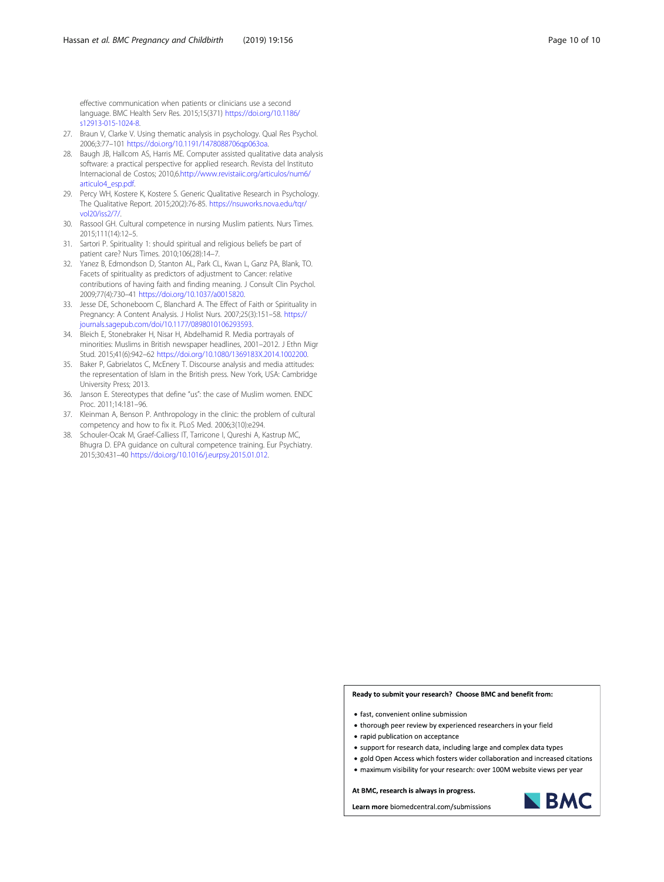effective communication when patients or clinicians use a second language. BMC Health Serv Res. 2015;15(371) https://doi.org/10.1186/s12913-015-1024-8.

27. Braun V, Clarke V. Using thematic analysis in psychology. Qual Res Psychol. 2006;3:77–101 https://doi.org/10.1191/1478088706qp063oa.
28. Baugh JB, Hallcom AS, Harris ME. Computer assisted qualitative data analysis software: a practical perspective for applied research. Revista del Instituto Internacional de Costos; 2010,6.http://www.revistaiic.org/articulos/num6/articulo4_esp.pdf.
29. Percy WH, Kostere K, Kostere S. Generic Qualitative Research in Psychology. The Qualitative Report. 2015;20(2):76-85. https://nsuworks.nova.edu/tqr/vol20/iss2/7/.
30. Rassool GH. Cultural competence in nursing Muslim patients. Nurs Times. 2015;111(14):12–5.
31. Sartori P. Spirituality 1: should spiritual and religious beliefs be part of patient care? Nurs Times. 2010;106(28):14–7.
32. Yanez B, Edmondson D, Stanton AL, Park CL, Kwan L, Ganz PA, Blank, TO. Facets of spirituality as predictors of adjustment to Cancer: relative contributions of having faith and finding meaning. J Consult Clin Psychol. 2009;77(4):730–41 https://doi.org/10.1037/a0015820.
33. Jesse DE, Schoneboom C, Blanchard A. The Effect of Faith or Spirituality in Pregnancy: A Content Analysis. J Holist Nurs. 2007;25(3):151–58. https://journals.sagepub.com/doi/10.1177/0898010106293593.
34. Bleich E, Stonebraker H, Nisar H, Abdelhamid R. Media portrayals of minorities: Muslims in British newspaper headlines, 2001–2012. J Ethn Migr Stud. 2015;41(6):942–62 https://doi.org/10.1080/1369183X.2014.1002200.
35. Baker P, Gabrielatos C, McEnery T. Discourse analysis and media attitudes: the representation of Islam in the British press. New York, USA: Cambridge University Press; 2013.
36. Janson E. Stereotypes that define "us": the case of Muslim women. ENDC Proc. 2011;14:181–96.
37. Kleinman A, Benson P. Anthropology in the clinic: the problem of cultural competency and how to fix it. PLoS Med. 2006;3(10):e294.
38. Schouler-Ocak M, Graef-Calliess IT, Tarricone I, Qureshi A, Kastrup MC, Bhugra D. EPA guidance on cultural competence training. Eur Psychiatry. 2015;30:431–40 https://doi.org/10.1016/j.eurpsy.2015.01.012.

**Ready to submit your research? Choose BMC and benefit from:**

- fast, convenient online submission
- thorough peer review by experienced researchers in your field
- rapid publication on acceptance
- support for research data, including large and complex data types
- gold Open Access which fosters wider collaboration and increased citations
- maximum visibility for your research: over 100M website views per year

**At BMC, research is always in progress.**

**Learn more** biomedcentral.com/submissions

BMC